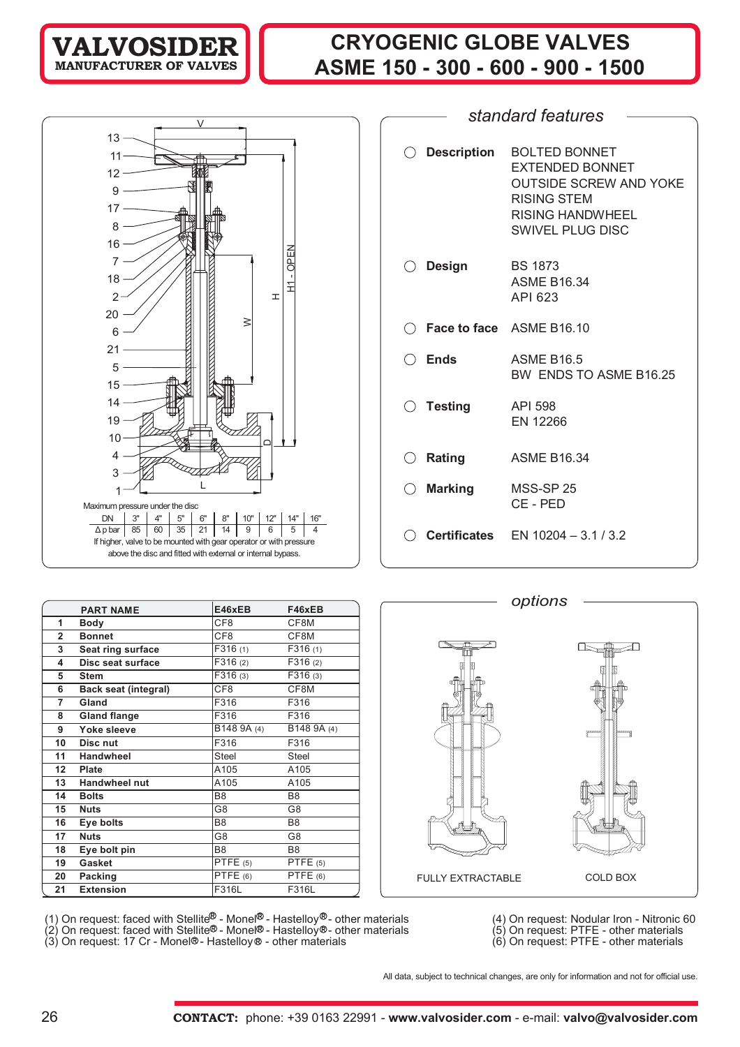# VALVOSIDER
MANUFACTURER OF VALVES

# CRYOGENIC GLOBE VALVES
# ASME 150 - 300 - 600 - 900 - 1500

Maximum pressure under the disc

| DN | 3" | 4" | 5" | 6" | 8" | 10" | 12" | 14" | 16" |
|---|---|---|---|---|---|---|---|---|---|
| Δ p bar | 85 | 60 | 35 | 21 | 14 | 9 | 6 | 5 | 4 |

If higher, valve to be mounted with gear operator or with pressure above the disc and fitted with external or internal bypass.

## standard features

- **Description**: BOLTED BONNET, EXTENDED BONNET, OUTSIDE SCREW AND YOKE, RISING STEM, RISING HANDWHEEL, SWIVEL PLUG DISC
- **Design**: BS 1873, ASME B16.34, API 623
- **Face to face**: ASME B16.10
- **Ends**: ASME B16.5, BW ENDS TO ASME B16.25
- **Testing**: API 598, EN 12266
- **Rating**: ASME B16.34
- **Marking**: MSS-SP 25, CE - PED
- **Certificates**: EN 10204 – 3.1 / 3.2

| | PART NAME | E46xEB | F46xEB |
|---|---|---|---|
| 1 | Body | CF8 | CF8M |
| 2 | Bonnet | CF8 | CF8M |
| 3 | Seat ring surface | F316 (1) | F316 (1) |
| 4 | Disc seat surface | F316 (2) | F316 (2) |
| 5 | Stem | F316 (3) | F316 (3) |
| 6 | Back seat (integral) | CF8 | CF8M |
| 7 | Gland | F316 | F316 |
| 8 | Gland flange | F316 | F316 |
| 9 | Yoke sleeve | B148 9A (4) | B148 9A (4) |
| 10 | Disc nut | F316 | F316 |
| 11 | Handwheel | Steel | Steel |
| 12 | Plate | A105 | A105 |
| 13 | Handwheel nut | A105 | A105 |
| 14 | Bolts | B8 | B8 |
| 15 | Nuts | G8 | G8 |
| 16 | Eye bolts | B8 | B8 |
| 17 | Nuts | G8 | G8 |
| 18 | Eye bolt pin | B8 | B8 |
| 19 | Gasket | PTFE (5) | PTFE (5) |
| 20 | Packing | PTFE (6) | PTFE (6) |
| 21 | Extension | F316L | F316L |

## options

FULLY EXTRACTABLE

COLD BOX

(1) On request: faced with Stellite® - Monel® - Hastelloy® - other materials
(2) On request: faced with Stellite® - Monel® - Hastelloy® - other materials
(3) On request: 17 Cr - Monel® - Hastelloy® - other materials
(4) On request: Nodular Iron - Nitronic 60
(5) On request: PTFE - other materials
(6) On request: PTFE - other materials

All data, subject to technical changes, are only for information and not for official use.

**CONTACT:** phone: +39 0163 22991 - **www.valvosider.com** - e-mail: **valvo@valvosider.com**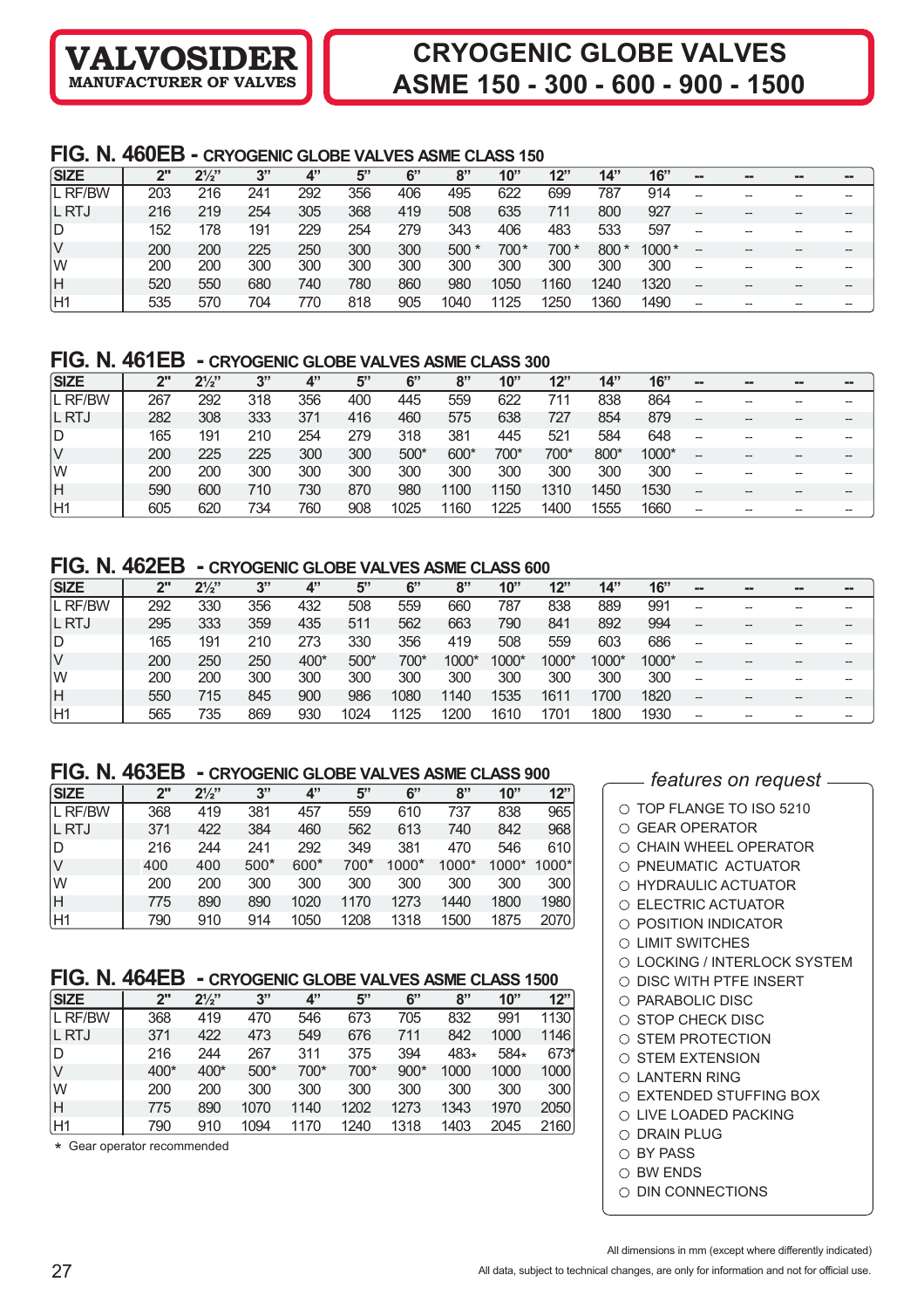**VALVOSIDER**
MANUFACTURER OF VALVES

# CRYOGENIC GLOBE VALVES ASME 150 - 300 - 600 - 900 - 1500

## FIG. N. 460EB - CRYOGENIC GLOBE VALVES ASME CLASS 150

| SIZE | 2" | 2½" | 3" | 4" | 5" | 6" | 8" | 10" | 12" | 14" | 16" | -- | -- | -- | -- |
|---|---|---|---|---|---|---|---|---|---|---|---|---|---|---|---|
| L RF/BW | 203 | 216 | 241 | 292 | 356 | 406 | 495 | 622 | 699 | 787 | 914 | -- | -- | -- | -- |
| L RTJ | 216 | 219 | 254 | 305 | 368 | 419 | 508 | 635 | 711 | 800 | 927 | -- | -- | -- | -- |
| D | 152 | 178 | 191 | 229 | 254 | 279 | 343 | 406 | 483 | 533 | 597 | -- | -- | -- | -- |
| V | 200 | 200 | 225 | 250 | 300 | 300 | 500 * | 700* | 700 * | 800 * | 1000 * | -- | -- | -- | -- |
| W | 200 | 200 | 300 | 300 | 300 | 300 | 300 | 300 | 300 | 300 | 300 | -- | -- | -- | -- |
| H | 520 | 550 | 680 | 740 | 780 | 860 | 980 | 1050 | 1160 | 1240 | 1320 | -- | -- | -- | -- |
| H1 | 535 | 570 | 704 | 770 | 818 | 905 | 1040 | 1125 | 1250 | 1360 | 1490 | -- | -- | -- | -- |

## FIG. N. 461EB - CRYOGENIC GLOBE VALVES ASME CLASS 300

| SIZE | 2" | 2½" | 3" | 4" | 5" | 6" | 8" | 10" | 12" | 14" | 16" | -- | -- | -- | -- |
|---|---|---|---|---|---|---|---|---|---|---|---|---|---|---|---|
| L RF/BW | 267 | 292 | 318 | 356 | 400 | 445 | 559 | 622 | 711 | 838 | 864 | -- | -- | -- | -- |
| L RTJ | 282 | 308 | 333 | 371 | 416 | 460 | 575 | 638 | 727 | 854 | 879 | -- | -- | -- | -- |
| D | 165 | 191 | 210 | 254 | 279 | 318 | 381 | 445 | 521 | 584 | 648 | -- | -- | -- | -- |
| V | 200 | 225 | 225 | 300 | 300 | 500* | 600* | 700* | 700* | 800* | 1000* | -- | -- | -- | -- |
| W | 200 | 200 | 300 | 300 | 300 | 300 | 300 | 300 | 300 | 300 | 300 | -- | -- | -- | -- |
| H | 590 | 600 | 710 | 730 | 870 | 980 | 1100 | 1150 | 1310 | 1450 | 1530 | -- | -- | -- | -- |
| H1 | 605 | 620 | 734 | 760 | 908 | 1025 | 1160 | 1225 | 1400 | 1555 | 1660 | -- | -- | -- | -- |

## FIG. N. 462EB - CRYOGENIC GLOBE VALVES ASME CLASS 600

| SIZE | 2" | 2½" | 3" | 4" | 5" | 6" | 8" | 10" | 12" | 14" | 16" | -- | -- | -- | -- |
|---|---|---|---|---|---|---|---|---|---|---|---|---|---|---|---|
| L RF/BW | 292 | 330 | 356 | 432 | 508 | 559 | 660 | 787 | 838 | 889 | 991 | -- | -- | -- | -- |
| L RTJ | 295 | 333 | 359 | 435 | 511 | 562 | 663 | 790 | 841 | 892 | 994 | -- | -- | -- | -- |
| D | 165 | 191 | 210 | 273 | 330 | 356 | 419 | 508 | 559 | 603 | 686 | -- | -- | -- | -- |
| V | 200 | 250 | 250 | 400* | 500* | 700* | 1000* | 1000* | 1000* | 1000* | 1000* | -- | -- | -- | -- |
| W | 200 | 200 | 300 | 300 | 300 | 300 | 300 | 300 | 300 | 300 | 300 | -- | -- | -- | -- |
| H | 550 | 715 | 845 | 900 | 986 | 1080 | 1140 | 1535 | 1611 | 1700 | 1820 | -- | -- | -- | -- |
| H1 | 565 | 735 | 869 | 930 | 1024 | 1125 | 1200 | 1610 | 1701 | 1800 | 1930 | -- | -- | -- | -- |

## FIG. N. 463EB - CRYOGENIC GLOBE VALVES ASME CLASS 900

| SIZE | 2" | 2½" | 3" | 4" | 5" | 6" | 8" | 10" | 12" |
|---|---|---|---|---|---|---|---|---|---|
| L RF/BW | 368 | 419 | 381 | 457 | 559 | 610 | 737 | 838 | 965 |
| L RTJ | 371 | 422 | 384 | 460 | 562 | 613 | 740 | 842 | 968 |
| D | 216 | 244 | 241 | 292 | 349 | 381 | 470 | 546 | 610 |
| V | 400 | 400 | 500* | 600* | 700* | 1000* | 1000* | 1000* | 1000* |
| W | 200 | 200 | 300 | 300 | 300 | 300 | 300 | 300 | 300 |
| H | 775 | 890 | 890 | 1020 | 1170 | 1273 | 1440 | 1800 | 1980 |
| H1 | 790 | 910 | 914 | 1050 | 1208 | 1318 | 1500 | 1875 | 2070 |

## FIG. N. 464EB - CRYOGENIC GLOBE VALVES ASME CLASS 1500

| SIZE | 2" | 2½" | 3" | 4" | 5" | 6" | 8" | 10" | 12" |
|---|---|---|---|---|---|---|---|---|---|
| L RF/BW | 368 | 419 | 470 | 546 | 673 | 705 | 832 | 991 | 1130 |
| L RTJ | 371 | 422 | 473 | 549 | 676 | 711 | 842 | 1000 | 1146 |
| D | 216 | 244 | 267 | 311 | 375 | 394 | 483* | 584* | 673* |
| V | 400* | 400* | 500* | 700* | 700* | 900* | 1000 | 1000 | 1000 |
| W | 200 | 200 | 300 | 300 | 300 | 300 | 300 | 300 | 300 |
| H | 775 | 890 | 1070 | 1140 | 1202 | 1273 | 1343 | 1970 | 2050 |
| H1 | 790 | 910 | 1094 | 1170 | 1240 | 1318 | 1403 | 2045 | 2160 |

\* Gear operator recommended

### *features on request*

- TOP FLANGE TO ISO 5210
- GEAR OPERATOR
- CHAIN WHEEL OPERATOR
- PNEUMATIC ACTUATOR
- HYDRAULIC ACTUATOR
- ELECTRIC ACTUATOR
- POSITION INDICATOR
- LIMIT SWITCHES
- LOCKING / INTERLOCK SYSTEM
- DISC WITH PTFE INSERT
- PARABOLIC DISC
- STOP CHECK DISC
- STEM PROTECTION
- STEM EXTENSION
- LANTERN RING
- EXTENDED STUFFING BOX
- LIVE LOADED PACKING
- DRAIN PLUG
- BY PASS
- BW ENDS
- DIN CONNECTIONS

All dimensions in mm (except where differently indicated)

All data, subject to technical changes, are only for information and not for official use.